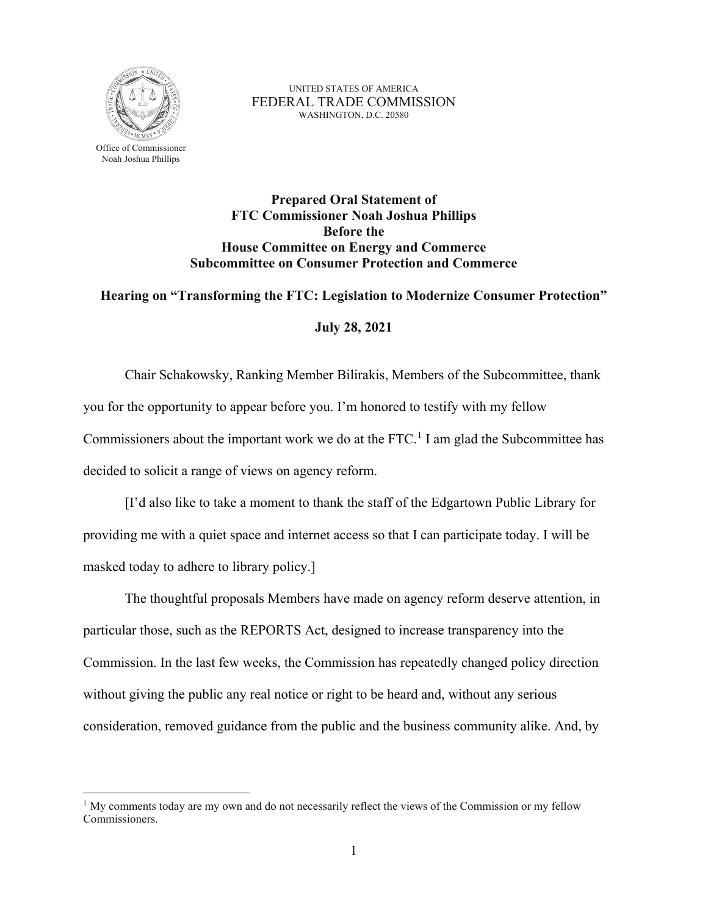UNITED STATES OF AMERICA
FEDERAL TRADE COMMISSION
WASHINGTON, D.C. 20580

Office of Commissioner
Noah Joshua Phillips

**Prepared Oral Statement of**
**FTC Commissioner Noah Joshua Phillips**
**Before the**
**House Committee on Energy and Commerce**
**Subcommittee on Consumer Protection and Commerce**

**Hearing on "Transforming the FTC: Legislation to Modernize Consumer Protection"**

**July 28, 2021**

Chair Schakowsky, Ranking Member Bilirakis, Members of the Subcommittee, thank you for the opportunity to appear before you. I'm honored to testify with my fellow Commissioners about the important work we do at the FTC.[1] I am glad the Subcommittee has decided to solicit a range of views on agency reform.

[I'd also like to take a moment to thank the staff of the Edgartown Public Library for providing me with a quiet space and internet access so that I can participate today. I will be masked today to adhere to library policy.]

The thoughtful proposals Members have made on agency reform deserve attention, in particular those, such as the REPORTS Act, designed to increase transparency into the Commission. In the last few weeks, the Commission has repeatedly changed policy direction without giving the public any real notice or right to be heard and, without any serious consideration, removed guidance from the public and the business community alike. And, by

[1] My comments today are my own and do not necessarily reflect the views of the Commission or my fellow Commissioners.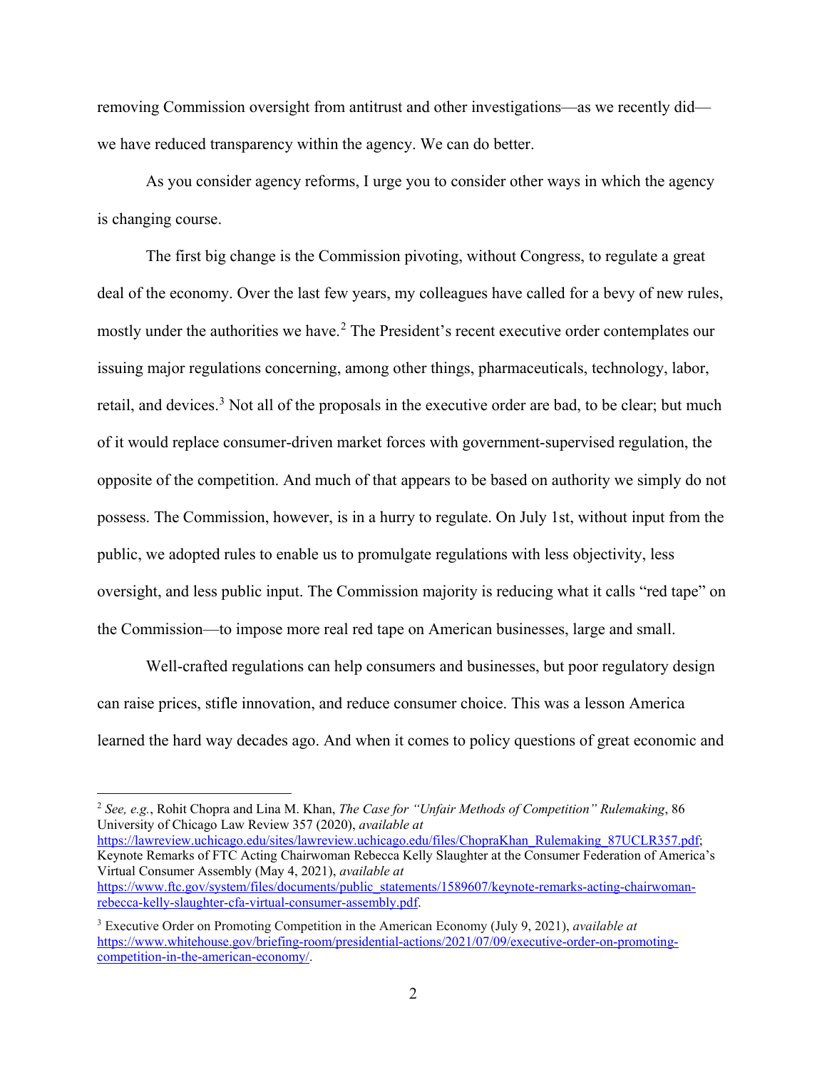removing Commission oversight from antitrust and other investigations—as we recently did—we have reduced transparency within the agency. We can do better.

As you consider agency reforms, I urge you to consider other ways in which the agency is changing course.

The first big change is the Commission pivoting, without Congress, to regulate a great deal of the economy. Over the last few years, my colleagues have called for a bevy of new rules, mostly under the authorities we have.[2] The President's recent executive order contemplates our issuing major regulations concerning, among other things, pharmaceuticals, technology, labor, retail, and devices.[3] Not all of the proposals in the executive order are bad, to be clear; but much of it would replace consumer-driven market forces with government-supervised regulation, the opposite of the competition. And much of that appears to be based on authority we simply do not possess. The Commission, however, is in a hurry to regulate. On July 1st, without input from the public, we adopted rules to enable us to promulgate regulations with less objectivity, less oversight, and less public input. The Commission majority is reducing what it calls "red tape" on the Commission—to impose more real red tape on American businesses, large and small.

Well-crafted regulations can help consumers and businesses, but poor regulatory design can raise prices, stifle innovation, and reduce consumer choice. This was a lesson America learned the hard way decades ago. And when it comes to policy questions of great economic and

---

[2] *See, e.g.*, Rohit Chopra and Lina M. Khan, *The Case for "Unfair Methods of Competition" Rulemaking*, 86 University of Chicago Law Review 357 (2020), *available at* https://lawreview.uchicago.edu/sites/lawreview.uchicago.edu/files/ChopraKhan_Rulemaking_87UCLR357.pdf; Keynote Remarks of FTC Acting Chairwoman Rebecca Kelly Slaughter at the Consumer Federation of America's Virtual Consumer Assembly (May 4, 2021), *available at* https://www.ftc.gov/system/files/documents/public_statements/1589607/keynote-remarks-acting-chairwoman-rebecca-kelly-slaughter-cfa-virtual-consumer-assembly.pdf.

[3] Executive Order on Promoting Competition in the American Economy (July 9, 2021), *available at* https://www.whitehouse.gov/briefing-room/presidential-actions/2021/07/09/executive-order-on-promoting-competition-in-the-american-economy/.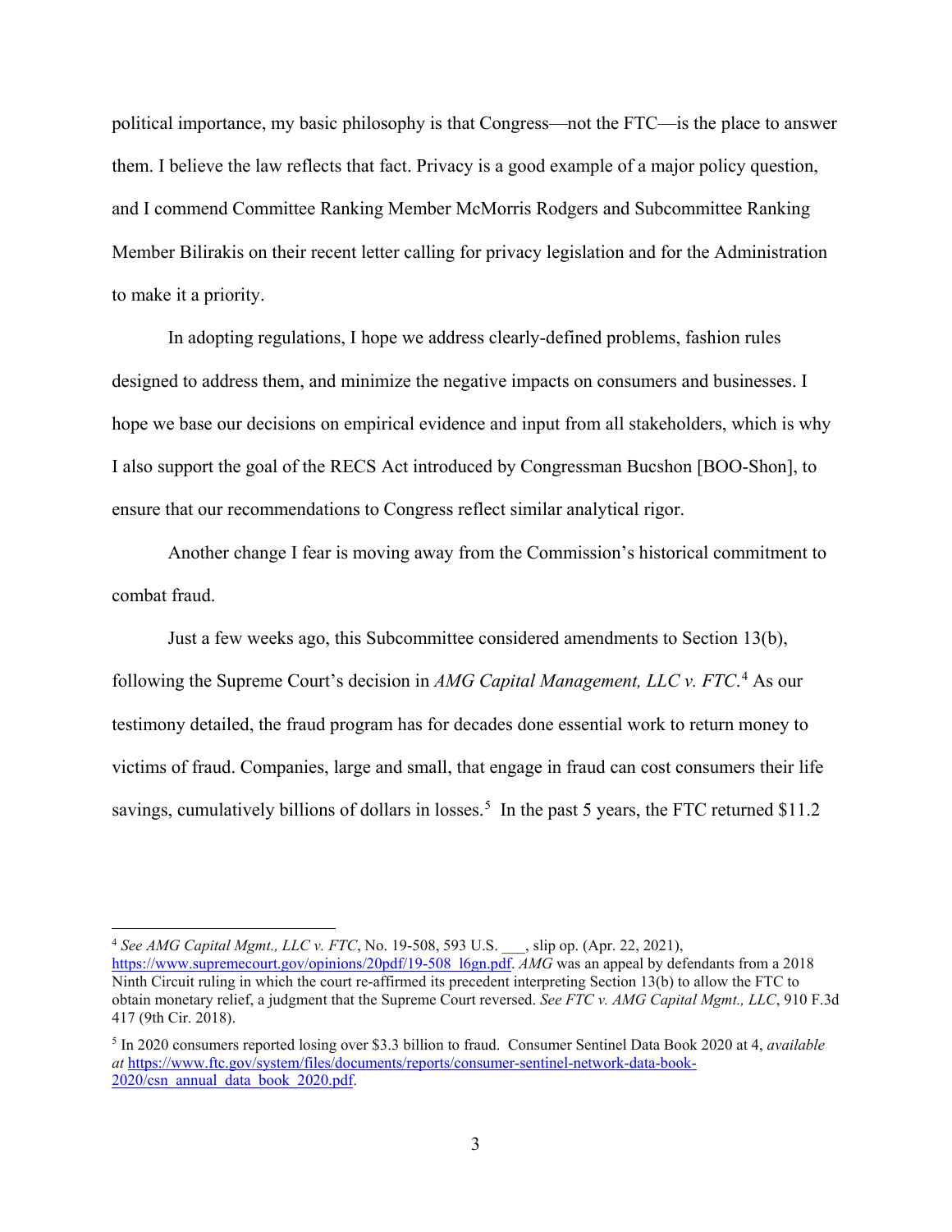political importance, my basic philosophy is that Congress—not the FTC—is the place to answer them. I believe the law reflects that fact. Privacy is a good example of a major policy question, and I commend Committee Ranking Member McMorris Rodgers and Subcommittee Ranking Member Bilirakis on their recent letter calling for privacy legislation and for the Administration to make it a priority.

In adopting regulations, I hope we address clearly-defined problems, fashion rules designed to address them, and minimize the negative impacts on consumers and businesses. I hope we base our decisions on empirical evidence and input from all stakeholders, which is why I also support the goal of the RECS Act introduced by Congressman Bucshon [BOO-Shon], to ensure that our recommendations to Congress reflect similar analytical rigor.

Another change I fear is moving away from the Commission's historical commitment to combat fraud.

Just a few weeks ago, this Subcommittee considered amendments to Section 13(b), following the Supreme Court's decision in *AMG Capital Management, LLC v. FTC*.[4] As our testimony detailed, the fraud program has for decades done essential work to return money to victims of fraud. Companies, large and small, that engage in fraud can cost consumers their life savings, cumulatively billions of dollars in losses.[5] In the past 5 years, the FTC returned $11.2

---

[4] *See AMG Capital Mgmt., LLC v. FTC*, No. 19-508, 593 U.S. ___, slip op. (Apr. 22, 2021), https://www.supremecourt.gov/opinions/20pdf/19-508_l6gn.pdf. *AMG* was an appeal by defendants from a 2018 Ninth Circuit ruling in which the court re-affirmed its precedent interpreting Section 13(b) to allow the FTC to obtain monetary relief, a judgment that the Supreme Court reversed. *See FTC v. AMG Capital Mgmt., LLC*, 910 F.3d 417 (9th Cir. 2018).

[5] In 2020 consumers reported losing over $3.3 billion to fraud. Consumer Sentinel Data Book 2020 at 4, *available at* https://www.ftc.gov/system/files/documents/reports/consumer-sentinel-network-data-book-2020/csn_annual_data_book_2020.pdf.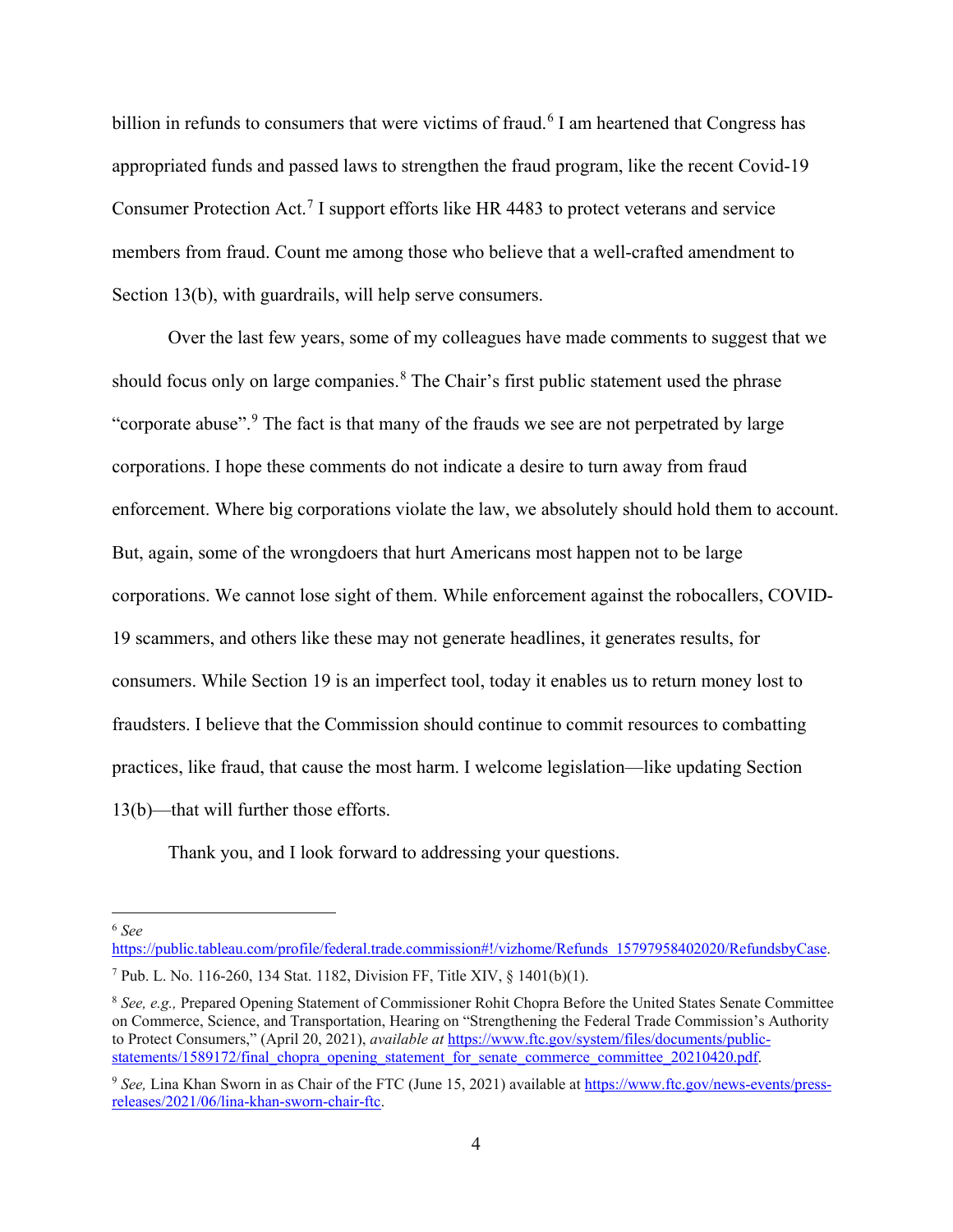billion in refunds to consumers that were victims of fraud.[6] I am heartened that Congress has appropriated funds and passed laws to strengthen the fraud program, like the recent Covid-19 Consumer Protection Act.[7] I support efforts like HR 4483 to protect veterans and service members from fraud. Count me among those who believe that a well-crafted amendment to Section 13(b), with guardrails, will help serve consumers.

Over the last few years, some of my colleagues have made comments to suggest that we should focus only on large companies.[8] The Chair's first public statement used the phrase "corporate abuse".[9] The fact is that many of the frauds we see are not perpetrated by large corporations. I hope these comments do not indicate a desire to turn away from fraud enforcement. Where big corporations violate the law, we absolutely should hold them to account. But, again, some of the wrongdoers that hurt Americans most happen not to be large corporations. We cannot lose sight of them. While enforcement against the robocallers, COVID-19 scammers, and others like these may not generate headlines, it generates results, for consumers. While Section 19 is an imperfect tool, today it enables us to return money lost to fraudsters. I believe that the Commission should continue to commit resources to combatting practices, like fraud, that cause the most harm. I welcome legislation—like updating Section 13(b)—that will further those efforts.

Thank you, and I look forward to addressing your questions.

---

[6] *See* https://public.tableau.com/profile/federal.trade.commission#!/vizhome/Refunds_15797958402020/RefundsbyCase.

[7] Pub. L. No. 116-260, 134 Stat. 1182, Division FF, Title XIV, § 1401(b)(1).

[8] *See, e.g.,* Prepared Opening Statement of Commissioner Rohit Chopra Before the United States Senate Committee on Commerce, Science, and Transportation, Hearing on "Strengthening the Federal Trade Commission's Authority to Protect Consumers," (April 20, 2021), *available at* https://www.ftc.gov/system/files/documents/public-statements/1589172/final_chopra_opening_statement_for_senate_commerce_committee_20210420.pdf.

[9] *See,* Lina Khan Sworn in as Chair of the FTC (June 15, 2021) available at https://www.ftc.gov/news-events/press-releases/2021/06/lina-khan-sworn-chair-ftc.